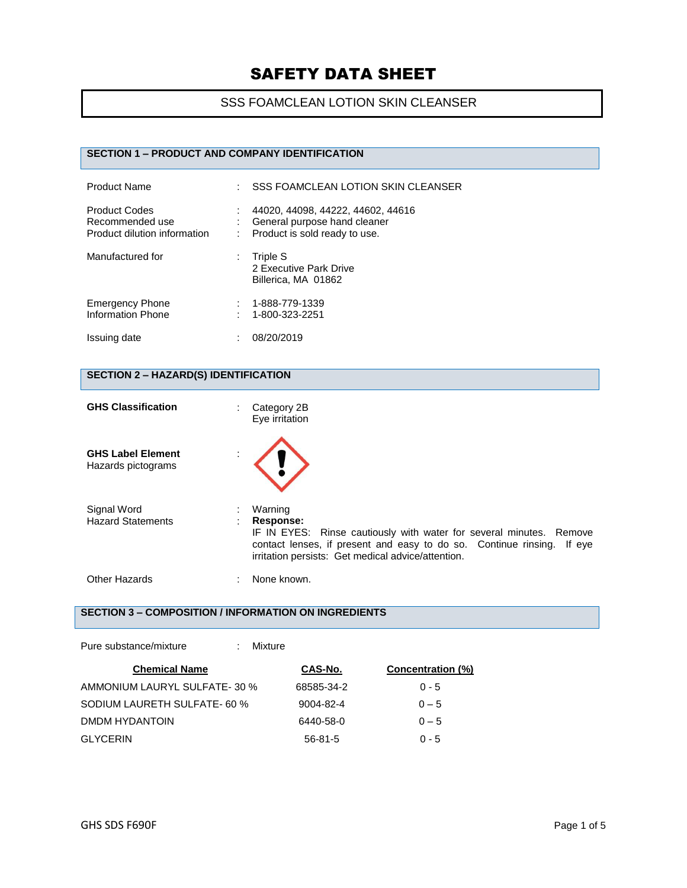# SAFETY DATA SHEET

## SSS FOAMCLEAN LOTION SKIN CLEANSER

### SECTION 1 – PRODUCT AND COMPANY IDENTIFICATION

Product Name : SSS FOAMCLEAN LOTION SKIN CLEANSER

Product Codes : 44020, 44098, 44222, 44602, 44616
Recommended use : General purpose hand cleaner
Product dilution information : Product is sold ready to use.

Manufactured for : Triple S
2 Executive Park Drive
Billerica, MA 01862

Emergency Phone : 1-888-779-1339
Information Phone : 1-800-323-2251

Issuing date : 08/20/2019

### SECTION 2 – HAZARD(S) IDENTIFICATION

**GHS Classification** : Category 2B
Eye irritation

**GHS Label Element**
Hazards pictograms :

Signal Word : Warning
Hazard Statements : **Response:**
IF IN EYES: Rinse cautiously with water for several minutes. Remove contact lenses, if present and easy to do so. Continue rinsing. If eye irritation persists: Get medical advice/attention.

Other Hazards : None known.

### SECTION 3 – COMPOSITION / INFORMATION ON INGREDIENTS

Pure substance/mixture : Mixture

| Chemical Name | CAS-No. | Concentration (%) |
|---|---|---|
| AMMONIUM LAURYL SULFATE- 30 % | 68585-34-2 | 0 - 5 |
| SODIUM LAURETH SULFATE- 60 % | 9004-82-4 | 0 – 5 |
| DMDM HYDANTOIN | 6440-58-0 | 0 – 5 |
| GLYCERIN | 56-81-5 | 0 - 5 |

GHS SDS F690F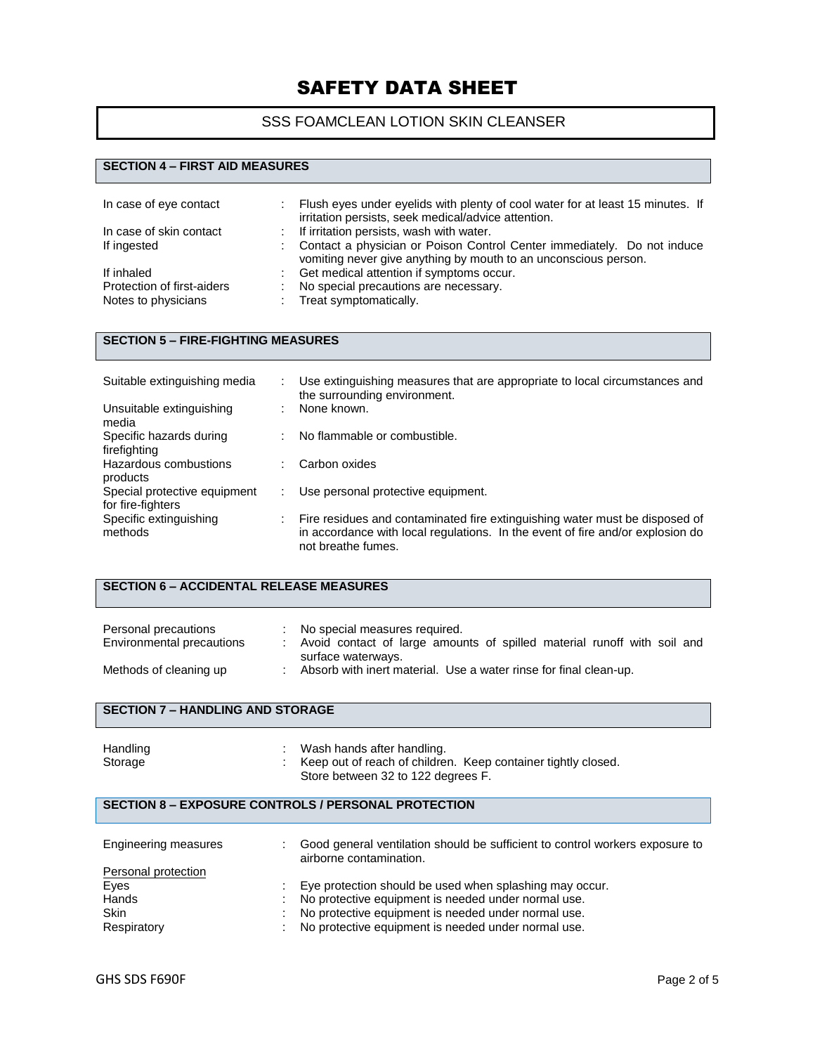# SAFETY DATA SHEET

## SSS FOAMCLEAN LOTION SKIN CLEANSER

### SECTION 4 – FIRST AID MEASURES

| | |
|---|---|
| In case of eye contact | : Flush eyes under eyelids with plenty of cool water for at least 15 minutes. If irritation persists, seek medical/advice attention. |
| In case of skin contact | : If irritation persists, wash with water. |
| If ingested | : Contact a physician or Poison Control Center immediately. Do not induce vomiting never give anything by mouth to an unconscious person. |
| If inhaled | : Get medical attention if symptoms occur. |
| Protection of first-aiders | : No special precautions are necessary. |
| Notes to physicians | : Treat symptomatically. |

### SECTION 5 – FIRE-FIGHTING MEASURES

| | |
|---|---|
| Suitable extinguishing media | : Use extinguishing measures that are appropriate to local circumstances and the surrounding environment. |
| Unsuitable extinguishing media | : None known. |
| Specific hazards during firefighting | : No flammable or combustible. |
| Hazardous combustions products | : Carbon oxides |
| Special protective equipment for fire-fighters | : Use personal protective equipment. |
| Specific extinguishing methods | : Fire residues and contaminated fire extinguishing water must be disposed of in accordance with local regulations. In the event of fire and/or explosion do not breathe fumes. |

### SECTION 6 – ACCIDENTAL RELEASE MEASURES

| | |
|---|---|
| Personal precautions | : No special measures required. |
| Environmental precautions | : Avoid contact of large amounts of spilled material runoff with soil and surface waterways. |
| Methods of cleaning up | : Absorb with inert material. Use a water rinse for final clean-up. |

### SECTION 7 – HANDLING AND STORAGE

| | |
|---|---|
| Handling | : Wash hands after handling. |
| Storage | : Keep out of reach of children. Keep container tightly closed. Store between 32 to 122 degrees F. |

### SECTION 8 – EXPOSURE CONTROLS / PERSONAL PROTECTION

| | |
|---|---|
| Engineering measures | : Good general ventilation should be sufficient to control workers exposure to airborne contamination. |

Personal protection

| | |
|---|---|
| Eyes | : Eye protection should be used when splashing may occur. |
| Hands | : No protective equipment is needed under normal use. |
| Skin | : No protective equipment is needed under normal use. |
| Respiratory | : No protective equipment is needed under normal use. |

GHS SDS F690F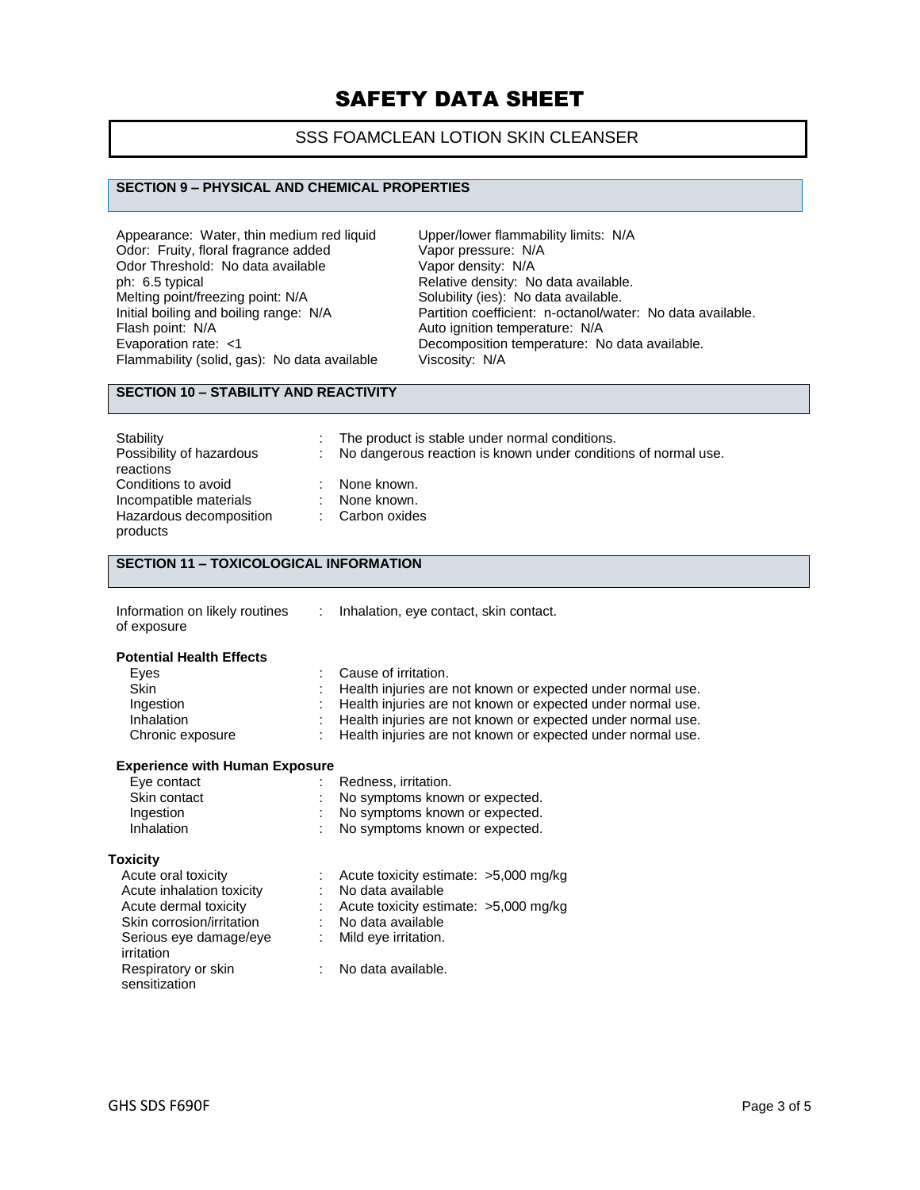# SAFETY DATA SHEET

## SSS FOAMCLEAN LOTION SKIN CLEANSER

## SECTION 9 – PHYSICAL AND CHEMICAL PROPERTIES

Appearance: Water, thin medium red liquid
Odor: Fruity, floral fragrance added
Odor Threshold: No data available
ph: 6.5 typical
Melting point/freezing point: N/A
Initial boiling and boiling range: N/A
Flash point: N/A
Evaporation rate: <1
Flammability (solid, gas): No data available
Upper/lower flammability limits: N/A
Vapor pressure: N/A
Vapor density: N/A
Relative density: No data available.
Solubility (ies): No data available.
Partition coefficient: n-octanol/water: No data available.
Auto ignition temperature: N/A
Decomposition temperature: No data available.
Viscosity: N/A

## SECTION 10 – STABILITY AND REACTIVITY

| | | |
|---|---|---|
| Stability | : | The product is stable under normal conditions. |
| Possibility of hazardous reactions | : | No dangerous reaction is known under conditions of normal use. |
| Conditions to avoid | : | None known. |
| Incompatible materials | : | None known. |
| Hazardous decomposition products | : | Carbon oxides |

## SECTION 11 – TOXICOLOGICAL INFORMATION

| | | |
|---|---|---|
| Information on likely routines of exposure | : | Inhalation, eye contact, skin contact. |

**Potential Health Effects**

| | | |
|---|---|---|
| Eyes | : | Cause of irritation. |
| Skin | : | Health injuries are not known or expected under normal use. |
| Ingestion | : | Health injuries are not known or expected under normal use. |
| Inhalation | : | Health injuries are not known or expected under normal use. |
| Chronic exposure | : | Health injuries are not known or expected under normal use. |

**Experience with Human Exposure**

| | | |
|---|---|---|
| Eye contact | : | Redness, irritation. |
| Skin contact | : | No symptoms known or expected. |
| Ingestion | : | No symptoms known or expected. |
| Inhalation | : | No symptoms known or expected. |

**Toxicity**

| | | |
|---|---|---|
| Acute oral toxicity | : | Acute toxicity estimate: >5,000 mg/kg |
| Acute inhalation toxicity | : | No data available |
| Acute dermal toxicity | : | Acute toxicity estimate: >5,000 mg/kg |
| Skin corrosion/irritation | : | No data available |
| Serious eye damage/eye irritation | : | Mild eye irritation. |
| Respiratory or skin sensitization | : | No data available. |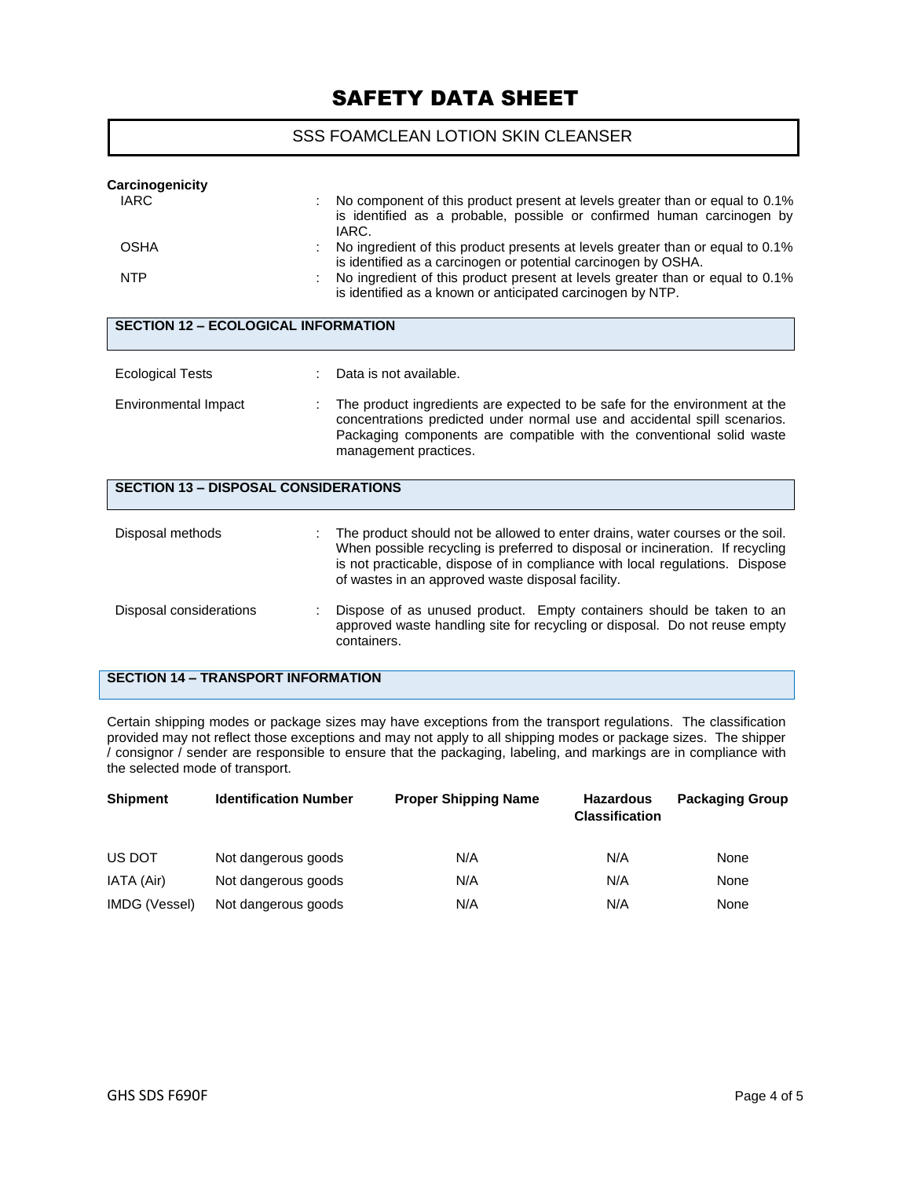**Carcinogenicity**

| | | |
|---|---|---|
| IARC | : | No component of this product present at levels greater than or equal to 0.1% is identified as a probable, possible or confirmed human carcinogen by IARC. |
| OSHA | : | No ingredient of this product presents at levels greater than or equal to 0.1% is identified as a carcinogen or potential carcinogen by OSHA. |
| NTP | : | No ingredient of this product present at levels greater than or equal to 0.1% is identified as a known or anticipated carcinogen by NTP. |

## SECTION 12 – ECOLOGICAL INFORMATION

| | | |
|---|---|---|
| Ecological Tests | : | Data is not available. |
| Environmental Impact | : | The product ingredients are expected to be safe for the environment at the concentrations predicted under normal use and accidental spill scenarios. Packaging components are compatible with the conventional solid waste management practices. |

## SECTION 13 – DISPOSAL CONSIDERATIONS

| | | |
|---|---|---|
| Disposal methods | : | The product should not be allowed to enter drains, water courses or the soil. When possible recycling is preferred to disposal or incineration. If recycling is not practicable, dispose of in compliance with local regulations. Dispose of wastes in an approved waste disposal facility. |
| Disposal considerations | : | Dispose of as unused product. Empty containers should be taken to an approved waste handling site for recycling or disposal. Do not reuse empty containers. |

## SECTION 14 – TRANSPORT INFORMATION

Certain shipping modes or package sizes may have exceptions from the transport regulations. The classification provided may not reflect those exceptions and may not apply to all shipping modes or package sizes. The shipper / consignor / sender are responsible to ensure that the packaging, labeling, and markings are in compliance with the selected mode of transport.

| Shipment | Identification Number | Proper Shipping Name | Hazardous Classification | Packaging Group |
|---|---|---|---|---|
| US DOT | Not dangerous goods | N/A | N/A | None |
| IATA (Air) | Not dangerous goods | N/A | N/A | None |
| IMDG (Vessel) | Not dangerous goods | N/A | N/A | None |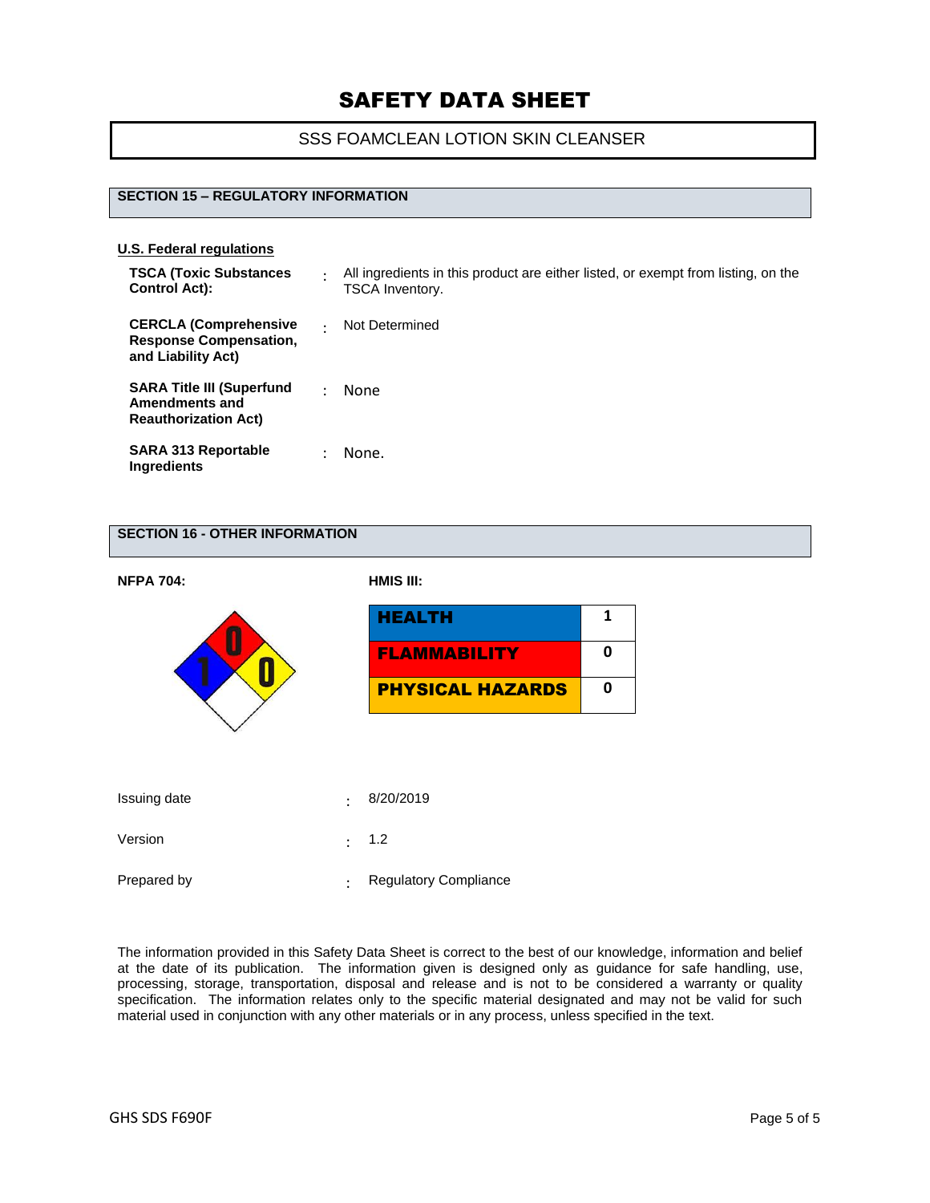# SAFETY DATA SHEET

SSS FOAMCLEAN LOTION SKIN CLEANSER

## SECTION 15 – REGULATORY INFORMATION

**U.S. Federal regulations**

| | | |
|---|---|---|
| **TSCA (Toxic Substances Control Act):** | : | All ingredients in this product are either listed, or exempt from listing, on the TSCA Inventory. |
| **CERCLA (Comprehensive Response Compensation, and Liability Act)** | : | Not Determined |
| **SARA Title III (Superfund Amendments and Reauthorization Act)** | : | None |
| **SARA 313 Reportable Ingredients** | : | None. |

## SECTION 16 - OTHER INFORMATION

**NFPA 704:**

1
0
0

**HMIS III:**

| | |
|---|---|
| **HEALTH** | 1 |
| **FLAMMABILITY** | 0 |
| **PHYSICAL HAZARDS** | 0 |

| | | |
|---|---|---|
| Issuing date | : | 8/20/2019 |
| Version | : | 1.2 |
| Prepared by | : | Regulatory Compliance |

The information provided in this Safety Data Sheet is correct to the best of our knowledge, information and belief at the date of its publication. The information given is designed only as guidance for safe handling, use, processing, storage, transportation, disposal and release and is not to be considered a warranty or quality specification. The information relates only to the specific material designated and may not be valid for such material used in conjunction with any other materials or in any process, unless specified in the text.

GHS SDS F690F